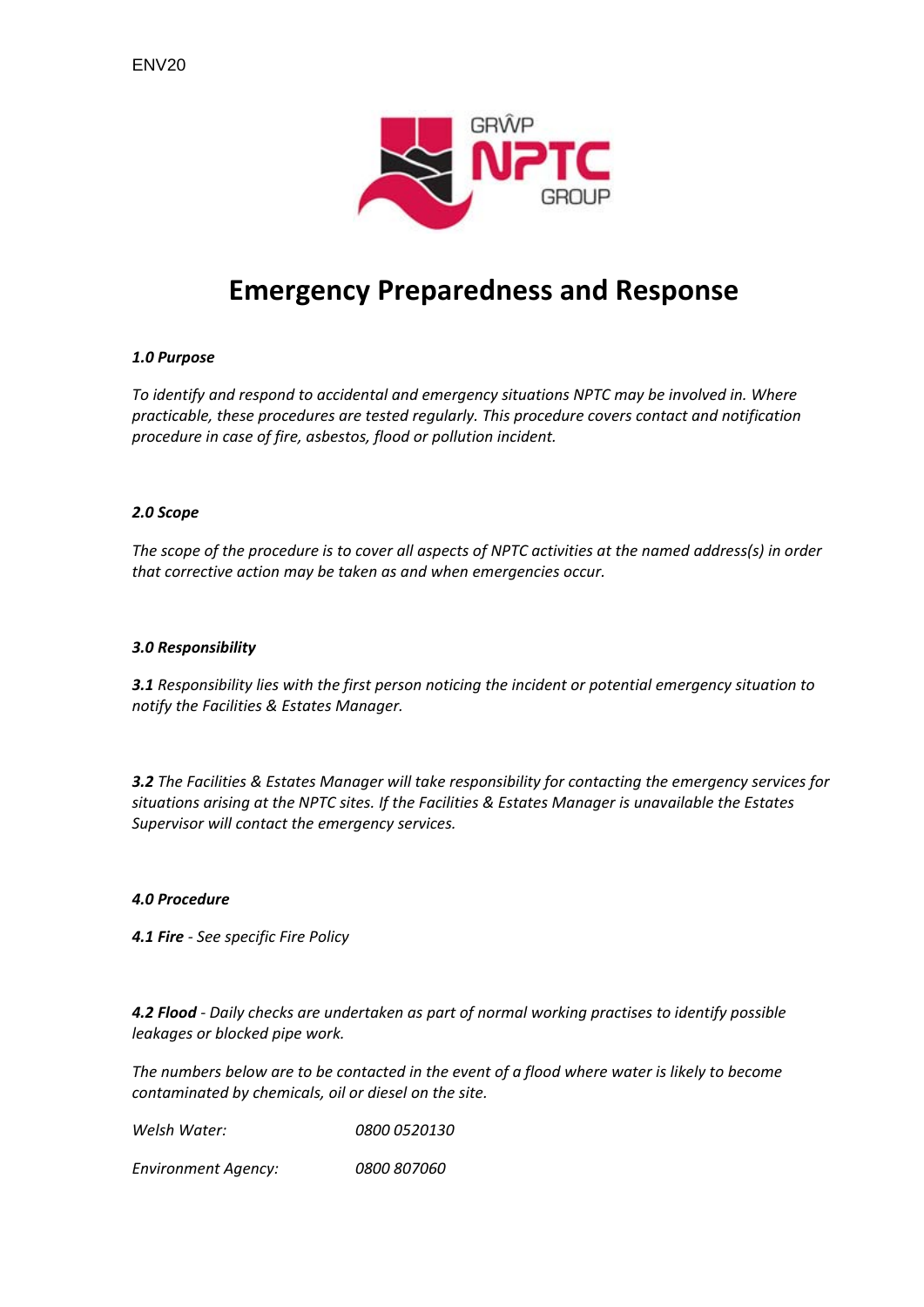ENV20

# Emergency Preparedness and Response

***1.0 Purpose***

*To identify and respond to accidental and emergency situations NPTC may be involved in. Where practicable, these procedures are tested regularly. This procedure covers contact and notification procedure in case of fire, asbestos, flood or pollution incident.*

***2.0 Scope***

*The scope of the procedure is to cover all aspects of NPTC activities at the named address(s) in order that corrective action may be taken as and when emergencies occur.*

***3.0 Responsibility***

***3.1*** *Responsibility lies with the first person noticing the incident or potential emergency situation to notify the Facilities & Estates Manager.*

***3.2*** *The Facilities & Estates Manager will take responsibility for contacting the emergency services for situations arising at the NPTC sites. If the Facilities & Estates Manager is unavailable the Estates Supervisor will contact the emergency services.*

***4.0 Procedure***

***4.1 Fire*** *- See specific Fire Policy*

***4.2 Flood*** *- Daily checks are undertaken as part of normal working practises to identify possible leakages or blocked pipe work.*

*The numbers below are to be contacted in the event of a flood where water is likely to become contaminated by chemicals, oil or diesel on the site.*

| | |
|---|---|
| *Welsh Water:* | *0800 0520130* |
| *Environment Agency:* | *0800 807060* |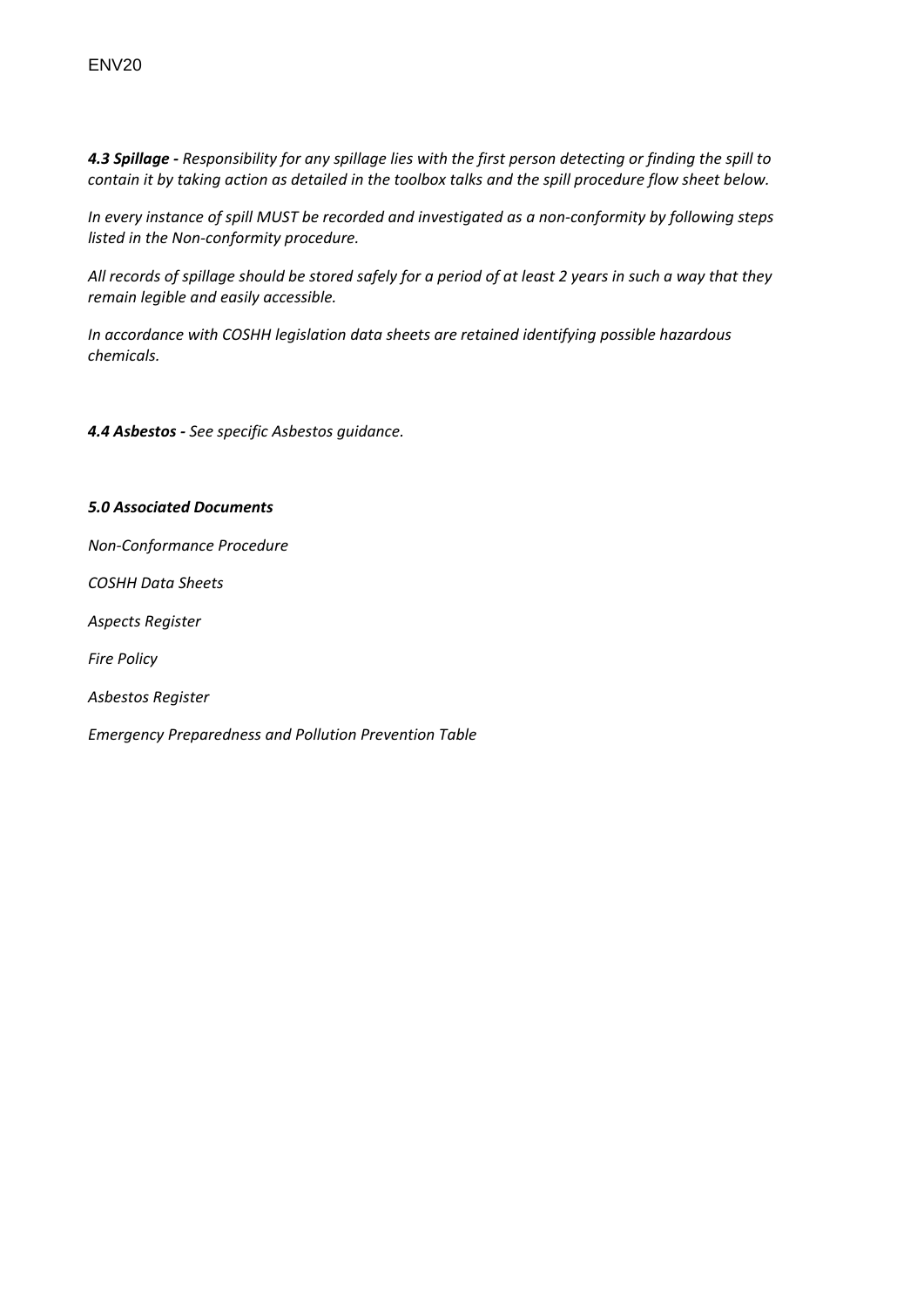***4.3 Spillage -*** *Responsibility for any spillage lies with the first person detecting or finding the spill to contain it by taking action as detailed in the toolbox talks and the spill procedure flow sheet below.*

*In every instance of spill MUST be recorded and investigated as a non-conformity by following steps listed in the Non-conformity procedure.*

*All records of spillage should be stored safely for a period of at least 2 years in such a way that they remain legible and easily accessible.*

*In accordance with COSHH legislation data sheets are retained identifying possible hazardous chemicals.*

***4.4 Asbestos -*** *See specific Asbestos guidance.*

***5.0 Associated Documents***

*Non-Conformance Procedure*

*COSHH Data Sheets*

*Aspects Register*

*Fire Policy*

*Asbestos Register*

*Emergency Preparedness and Pollution Prevention Table*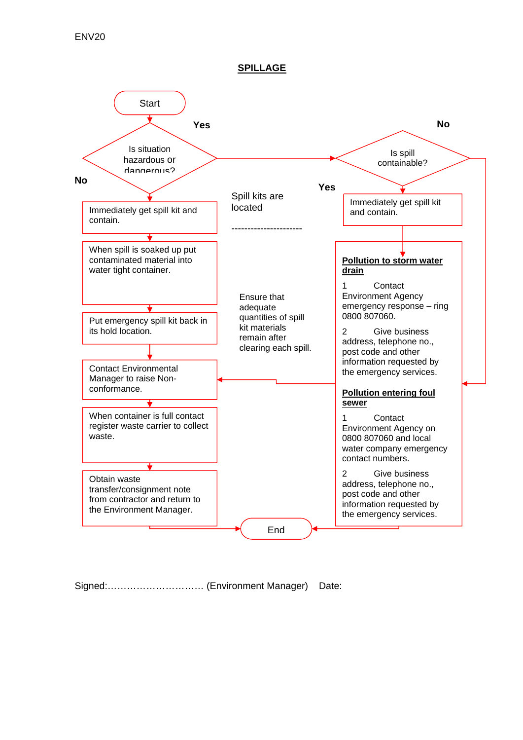ENV20

# SPILLAGE

Start

Is situation hazardous or dangerous?

Yes

No

Is spill containable?

No

Yes

Immediately get spill kit and contain.

When spill is soaked up put contaminated material into water tight container.

Put emergency spill kit back in its hold location.

Contact Environmental Manager to raise Non-conformance.

When container is full contact register waste carrier to collect waste.

Obtain waste transfer/consignment note from contractor and return to the Environment Manager.

Spill kits are located

----------------------

Ensure that adequate quantities of spill kit materials remain after clearing each spill.

Immediately get spill kit and contain.

**Pollution to storm water drain**

1 Contact Environment Agency emergency response – ring 0800 807060.

2 Give business address, telephone no., post code and other information requested by the emergency services.

**Pollution entering foul sewer**

1 Contact Environment Agency on 0800 807060 and local water company emergency contact numbers.

2 Give business address, telephone no., post code and other information requested by the emergency services.

End

Signed:………………………… (Environment Manager) Date: